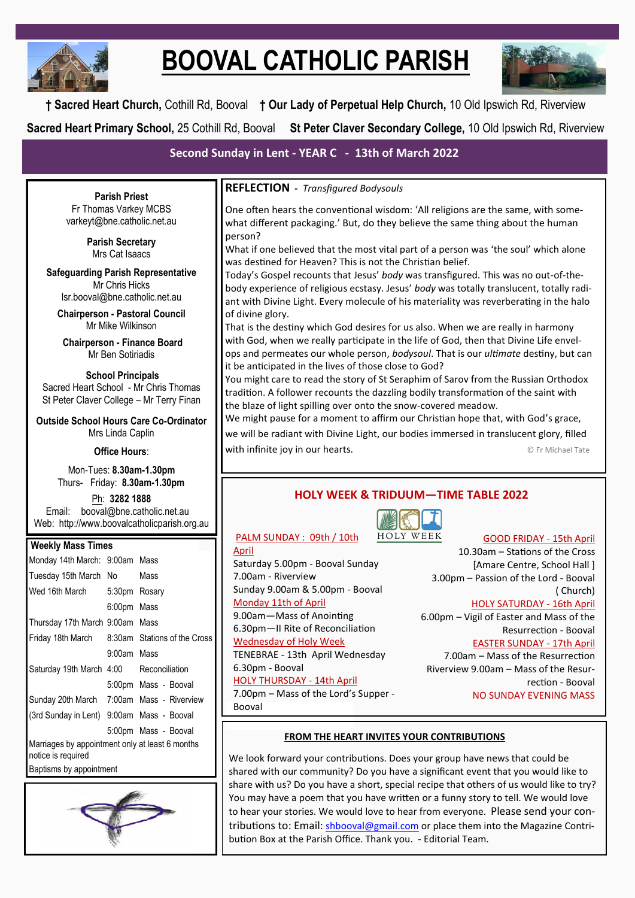# BOOVAL CATHOLIC PARISH

† **Sacred Heart Church,** Cothill Rd, Booval † **Our Lady of Perpetual Help Church,** 10 Old Ipswich Rd, Riverview

**Sacred Heart Primary School,** 25 Cothill Rd, Booval **St Peter Claver Secondary College,** 10 Old Ipswich Rd, Riverview

## Second Sunday in Lent - YEAR C - 13th of March 2022

**Parish Priest**
Fr Thomas Varkey MCBS
varkeyt@bne.catholic.net.au

**Parish Secretary**
Mrs Cat Isaacs

**Safeguarding Parish Representative**
Mr Chris Hicks
lsr.booval@bne.catholic.net.au

**Chairperson - Pastoral Council**
Mr Mike Wilkinson

**Chairperson - Finance Board**
Mr Ben Sotiriadis

**School Principals**
Sacred Heart School - Mr Chris Thomas
St Peter Claver College – Mr Terry Finan

**Outside School Hours Care Co-Ordinator**
Mrs Linda Caplin

**Office Hours**:

Mon-Tues: **8.30am-1.30pm**
Thurs- Friday: **8.30am-1.30pm**

Ph: **3282 1888**
Email: booval@bne.catholic.net.au
Web: http://www.boovalcatholicparish.org.au

### Weekly Mass Times

| | | |
|---|---|---|
| Monday 14th March: | 9:00am | Mass |
| Tuesday 15th March | No | Mass |
| Wed 16th March | 5:30pm | Rosary |
| | 6:00pm | Mass |
| Thursday 17th March | 9:00am | Mass |
| Friday 18th March | 8:30am | Stations of the Cross |
| | 9:00am | Mass |
| Saturday 19th March | 4:00 | Reconciliation |
| | 5:00pm | Mass - Booval |
| Sunday 20th March | 7:00am | Mass - Riverview |
| (3rd Sunday in Lent) | 9:00am | Mass - Booval |
| | 5:00pm | Mass - Booval |

Marriages by appointment only at least 6 months notice is required

Baptisms by appointment

## REFLECTION - *Transfigured Bodysouls*

One often hears the conventional wisdom: 'All religions are the same, with somewhat different packaging.' But, do they believe the same thing about the human person?

What if one believed that the most vital part of a person was 'the soul' which alone was destined for Heaven? This is not the Christian belief.

Today's Gospel recounts that Jesus' *body* was transfigured. This was no out-of-the-body experience of religious ecstasy. Jesus' *body* was totally translucent, totally radiant with Divine Light. Every molecule of his materiality was reverberating in the halo of divine glory.

That is the destiny which God desires for us also. When we are really in harmony with God, when we really participate in the life of God, then that Divine Life envelops and permeates our whole person, *bodysoul*. That is our *ultimate* destiny, but can it be anticipated in the lives of those close to God?

You might care to read the story of St Seraphim of Sarov from the Russian Orthodox tradition. A follower recounts the dazzling bodily transformation of the saint with the blaze of light spilling over onto the snow-covered meadow.

We might pause for a moment to affirm our Christian hope that, with God's grace, we will be radiant with Divine Light, our bodies immersed in translucent glory, filled with infinite joy in our hearts.

© Fr Michael Tate

## HOLY WEEK & TRIDUUM—TIME TABLE 2022

HOLY WEEK

PALM SUNDAY : 09th / 10th April
Saturday 5.00pm - Booval Sunday
7.00am - Riverview
Sunday 9.00am & 5.00pm - Booval

Monday 11th of April
9.00am—Mass of Anointing
6.30pm—II Rite of Reconciliation

Wednesday of Holy Week
TENEBRAE - 13th April Wednesday
6.30pm - Booval

HOLY THURSDAY - 14th April
7.00pm – Mass of the Lord's Supper - Booval

GOOD FRIDAY - 15th April
10.30am – Stations of the Cross [Amare Centre, School Hall ]
3.00pm – Passion of the Lord - Booval ( Church)

HOLY SATURDAY - 16th April
6.00pm – Vigil of Easter and Mass of the Resurrection - Booval

EASTER SUNDAY - 17th April
7.00am – Mass of the Resurrection
Riverview 9.00am – Mass of the Resurrection - Booval

NO SUNDAY EVENING MASS

### FROM THE HEART INVITES YOUR CONTRIBUTIONS

We look forward your contributions. Does your group have news that could be shared with our community? Do you have a significant event that you would like to share with us? Do you have a short, special recipe that others of us would like to try? You may have a poem that you have written or a funny story to tell. We would love to hear your stories. We would love to hear from everyone. Please send your contributions to: Email: shbooval@gmail.com or place them into the Magazine Contribution Box at the Parish Office. Thank you. - Editorial Team.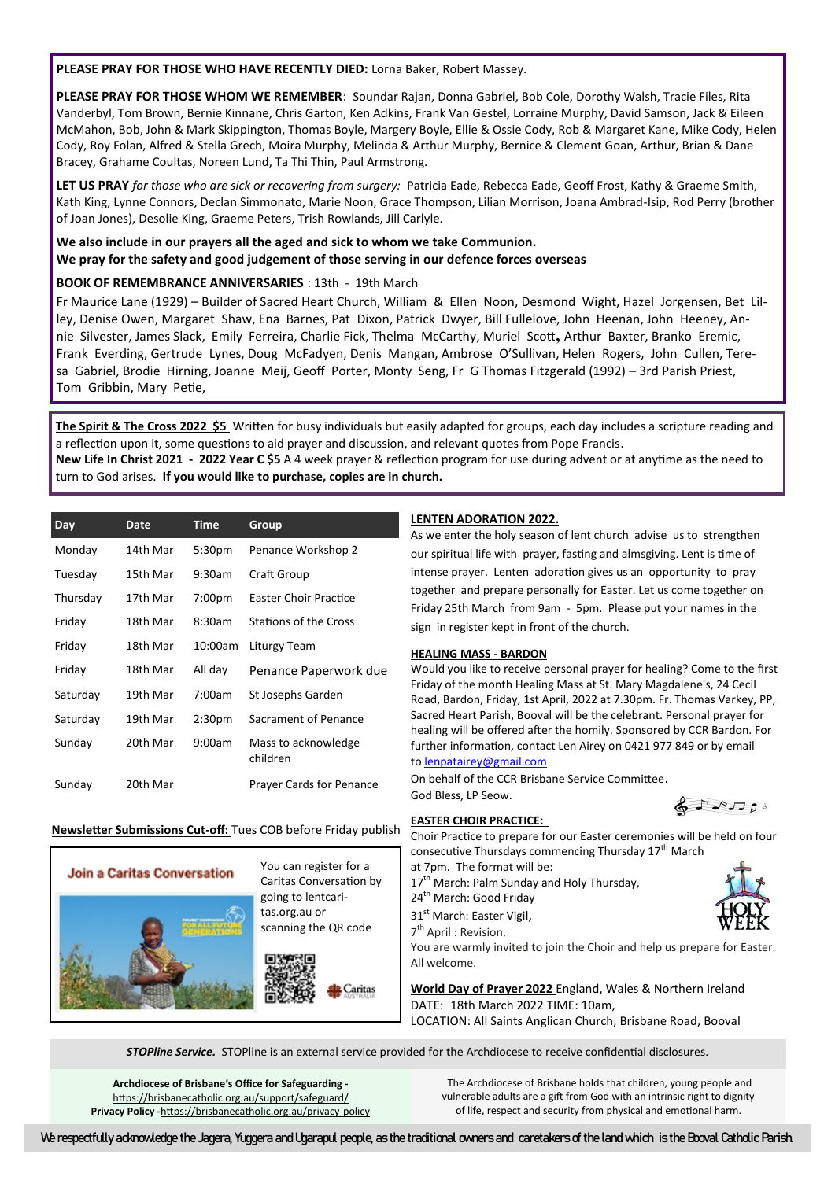**PLEASE PRAY FOR THOSE WHO HAVE RECENTLY DIED:** Lorna Baker, Robert Massey.

**PLEASE PRAY FOR THOSE WHOM WE REMEMBER**: Soundar Rajan, Donna Gabriel, Bob Cole, Dorothy Walsh, Tracie Files, Rita Vanderbyl, Tom Brown, Bernie Kinnane, Chris Garton, Ken Adkins, Frank Van Gestel, Lorraine Murphy, David Samson, Jack & Eileen McMahon, Bob, John & Mark Skippington, Thomas Boyle, Margery Boyle, Ellie & Ossie Cody, Rob & Margaret Kane, Mike Cody, Helen Cody, Roy Folan, Alfred & Stella Grech, Moira Murphy, Melinda & Arthur Murphy, Bernice & Clement Goan, Arthur, Brian & Dane Bracey, Grahame Coultas, Noreen Lund, Ta Thi Thin, Paul Armstrong.

**LET US PRAY** *for those who are sick or recovering from surgery:* Patricia Eade, Rebecca Eade, Geoff Frost, Kathy & Graeme Smith, Kath King, Lynne Connors, Declan Simmonato, Marie Noon, Grace Thompson, Lilian Morrison, Joana Ambrad-Isip, Rod Perry (brother of Joan Jones), Desolie King, Graeme Peters, Trish Rowlands, Jill Carlyle.

**We also include in our prayers all the aged and sick to whom we take Communion.**
**We pray for the safety and good judgement of those serving in our defence forces overseas**

**BOOK OF REMEMBRANCE ANNIVERSARIES** : 13th - 19th March

Fr Maurice Lane (1929) – Builder of Sacred Heart Church, William & Ellen Noon, Desmond Wight, Hazel Jorgensen, Bet Lilley, Denise Owen, Margaret Shaw, Ena Barnes, Pat Dixon, Patrick Dwyer, Bill Fullelove, John Heenan, John Heeney, Annie Silvester, James Slack, Emily Ferreira, Charlie Fick, Thelma McCarthy, Muriel Scott**,** Arthur Baxter, Branko Eremic, Frank Everding, Gertrude Lynes, Doug McFadyen, Denis Mangan, Ambrose O'Sullivan, Helen Rogers, John Cullen, Teresa Gabriel, Brodie Hirning, Joanne Meij, Geoff Porter, Monty Seng, Fr G Thomas Fitzgerald (1992) – 3rd Parish Priest, Tom Gribbin, Mary Petie,

**The Spirit & The Cross 2022 $5** Written for busy individuals but easily adapted for groups, each day includes a scripture reading and a reflection upon it, some questions to aid prayer and discussion, and relevant quotes from Pope Francis.
**New Life In Christ 2021 - 2022 Year C $5** A 4 week prayer & reflection program for use during advent or at anytime as the need to turn to God arises. **If you would like to purchase, copies are in church.**

| Day | Date | Time | Group |
|---|---|---|---|
| Monday | 14th Mar | 5:30pm | Penance Workshop 2 |
| Tuesday | 15th Mar | 9:30am | Craft Group |
| Thursday | 17th Mar | 7:00pm | Easter Choir Practice |
| Friday | 18th Mar | 8:30am | Stations of the Cross |
| Friday | 18th Mar | 10:00am | Liturgy Team |
| Friday | 18th Mar | All day | Penance Paperwork due |
| Saturday | 19th Mar | 7:00am | St Josephs Garden |
| Saturday | 19th Mar | 2:30pm | Sacrament of Penance |
| Sunday | 20th Mar | 9:00am | Mass to acknowledge children |
| Sunday | 20th Mar | | Prayer Cards for Penance |

**Newsletter Submissions Cut-off:** Tues COB before Friday publish

**Join a Caritas Conversation**

You can register for a Caritas Conversation by going to lentcaritas.org.au or scanning the QR code

## LENTEN ADORATION 2022.

As we enter the holy season of lent church advise us to strengthen our spiritual life with prayer, fasting and almsgiving. Lent is time of intense prayer. Lenten adoration gives us an opportunity to pray together and prepare personally for Easter. Let us come together on Friday 25th March from 9am - 5pm. Please put your names in the sign in register kept in front of the church.

## HEALING MASS - BARDON

Would you like to receive personal prayer for healing? Come to the first Friday of the month Healing Mass at St. Mary Magdalene's, 24 Cecil Road, Bardon, Friday, 1st April, 2022 at 7.30pm. Fr. Thomas Varkey, PP, Sacred Heart Parish, Booval will be the celebrant. Personal prayer for healing will be offered after the homily. Sponsored by CCR Bardon. For further information, contact Len Airey on 0421 977 849 or by email to lenpatairey@gmail.com

On behalf of the CCR Brisbane Service Committee.
God Bless, LP Seow.

## EASTER CHOIR PRACTICE:

Choir Practice to prepare for our Easter ceremonies will be held on four consecutive Thursdays commencing Thursday 17th March at 7pm. The format will be:

17th March: Palm Sunday and Holy Thursday,
24th March: Good Friday
31st March: Easter Vigil,
7th April : Revision.

You are warmly invited to join the Choir and help us prepare for Easter. All welcome.

**World Day of Prayer 2022** England, Wales & Northern Ireland
DATE: 18th March 2022 TIME: 10am,
LOCATION: All Saints Anglican Church, Brisbane Road, Booval

***STOPline Service.*** STOPline is an external service provided for the Archdiocese to receive confidential disclosures.

**Archdiocese of Brisbane's Office for Safeguarding -** https://brisbanecatholic.org.au/support/safeguard/
**Privacy Policy -**https://brisbanecatholic.org.au/privacy-policy

The Archdiocese of Brisbane holds that children, young people and vulnerable adults are a gift from God with an intrinsic right to dignity of life, respect and security from physical and emotional harm.

We respectfully acknowledge the Jagera, Yuggera and Ugarapul people, as the traditional owners and caretakers of the land which is the Booval Catholic Parish.